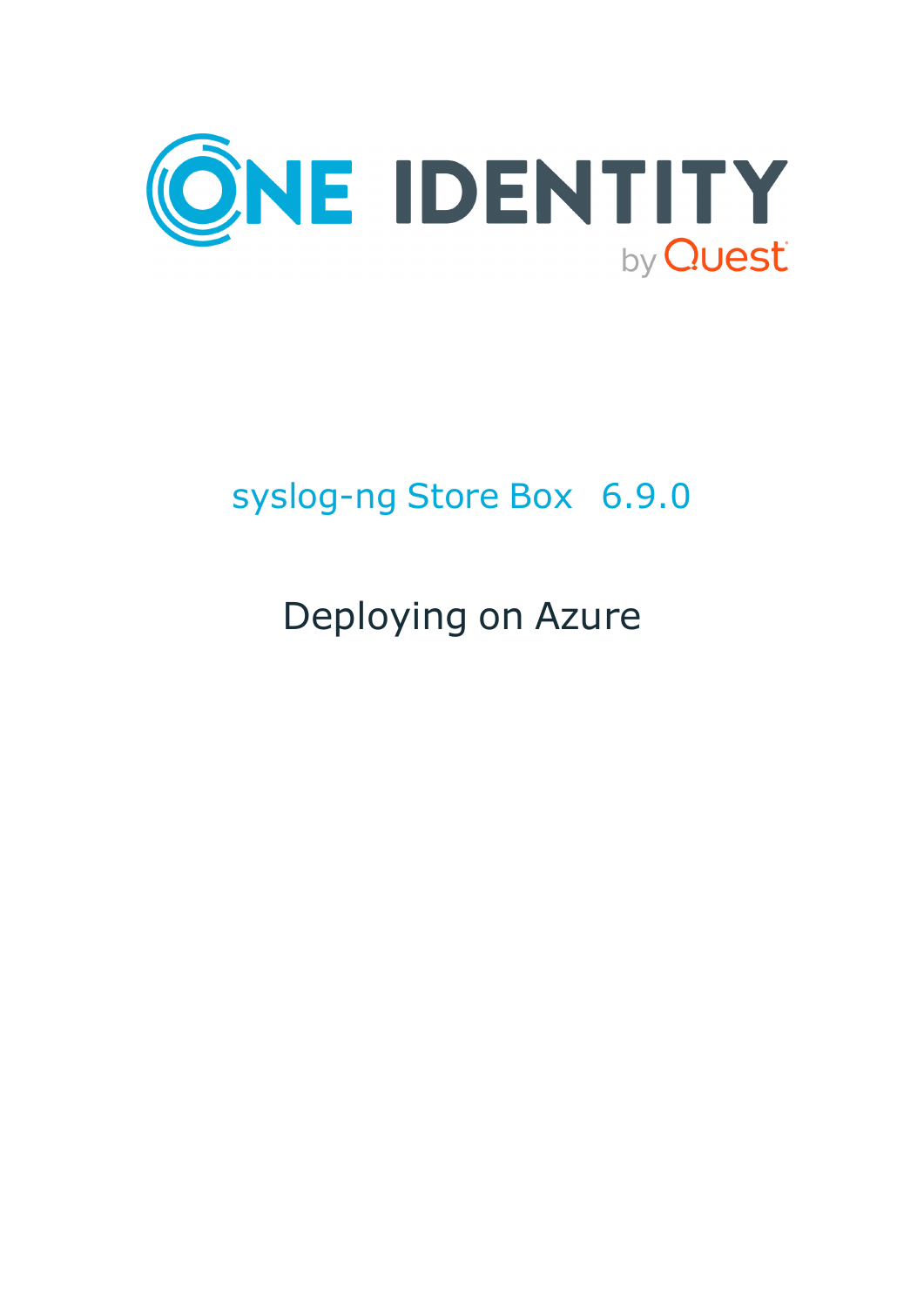# syslog-ng Store Box 6.9.0

## Deploying on Azure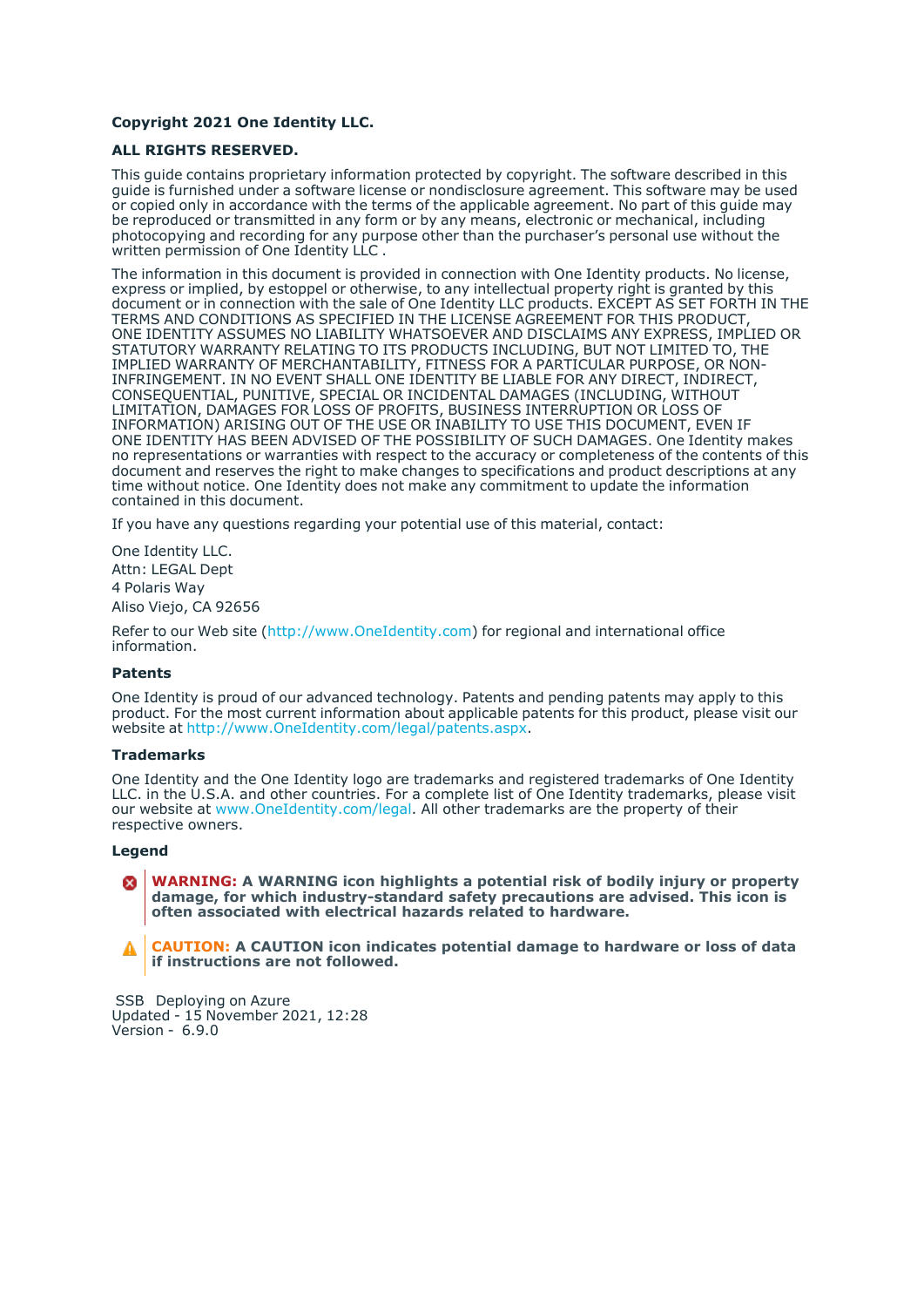**Copyright 2021 One Identity LLC.**

**ALL RIGHTS RESERVED.**

This guide contains proprietary information protected by copyright. The software described in this guide is furnished under a software license or nondisclosure agreement. This software may be used or copied only in accordance with the terms of the applicable agreement. No part of this guide may be reproduced or transmitted in any form or by any means, electronic or mechanical, including photocopying and recording for any purpose other than the purchaser's personal use without the written permission of One Identity LLC .

The information in this document is provided in connection with One Identity products. No license, express or implied, by estoppel or otherwise, to any intellectual property right is granted by this document or in connection with the sale of One Identity LLC products. EXCEPT AS SET FORTH IN THE TERMS AND CONDITIONS AS SPECIFIED IN THE LICENSE AGREEMENT FOR THIS PRODUCT, ONE IDENTITY ASSUMES NO LIABILITY WHATSOEVER AND DISCLAIMS ANY EXPRESS, IMPLIED OR STATUTORY WARRANTY RELATING TO ITS PRODUCTS INCLUDING, BUT NOT LIMITED TO, THE IMPLIED WARRANTY OF MERCHANTABILITY, FITNESS FOR A PARTICULAR PURPOSE, OR NON-INFRINGEMENT. IN NO EVENT SHALL ONE IDENTITY BE LIABLE FOR ANY DIRECT, INDIRECT, CONSEQUENTIAL, PUNITIVE, SPECIAL OR INCIDENTAL DAMAGES (INCLUDING, WITHOUT LIMITATION, DAMAGES FOR LOSS OF PROFITS, BUSINESS INTERRUPTION OR LOSS OF INFORMATION) ARISING OUT OF THE USE OR INABILITY TO USE THIS DOCUMENT, EVEN IF ONE IDENTITY HAS BEEN ADVISED OF THE POSSIBILITY OF SUCH DAMAGES. One Identity makes no representations or warranties with respect to the accuracy or completeness of the contents of this document and reserves the right to make changes to specifications and product descriptions at any time without notice. One Identity does not make any commitment to update the information contained in this document.

If you have any questions regarding your potential use of this material, contact:

One Identity LLC.
Attn: LEGAL Dept
4 Polaris Way
Aliso Viejo, CA 92656

Refer to our Web site (http://www.OneIdentity.com) for regional and international office information.

**Patents**

One Identity is proud of our advanced technology. Patents and pending patents may apply to this product. For the most current information about applicable patents for this product, please visit our website at http://www.OneIdentity.com/legal/patents.aspx.

**Trademarks**

One Identity and the One Identity logo are trademarks and registered trademarks of One Identity LLC. in the U.S.A. and other countries. For a complete list of One Identity trademarks, please visit our website at www.OneIdentity.com/legal. All other trademarks are the property of their respective owners.

**Legend**

**WARNING: A WARNING icon highlights a potential risk of bodily injury or property damage, for which industry-standard safety precautions are advised. This icon is often associated with electrical hazards related to hardware.**

**CAUTION: A CAUTION icon indicates potential damage to hardware or loss of data if instructions are not followed.**

SSB Deploying on Azure
Updated - 15 November 2021, 12:28
Version - 6.9.0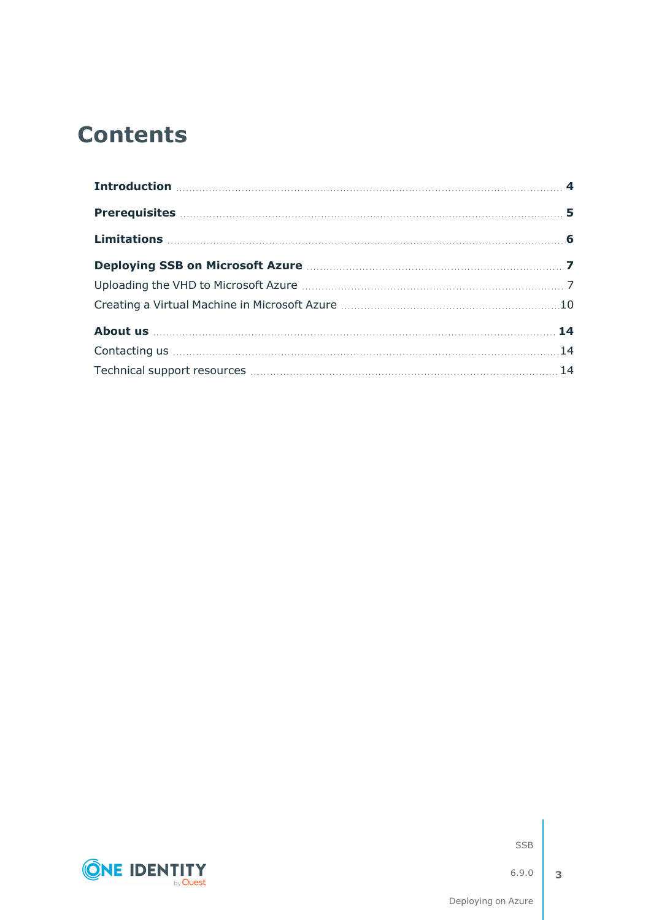# Contents

**Introduction** 4

**Prerequisites** 5

**Limitations** 6

**Deploying SSB on Microsoft Azure** 7

Uploading the VHD to Microsoft Azure 7

Creating a Virtual Machine in Microsoft Azure 10

**About us** 14

Contacting us 14

Technical support resources 14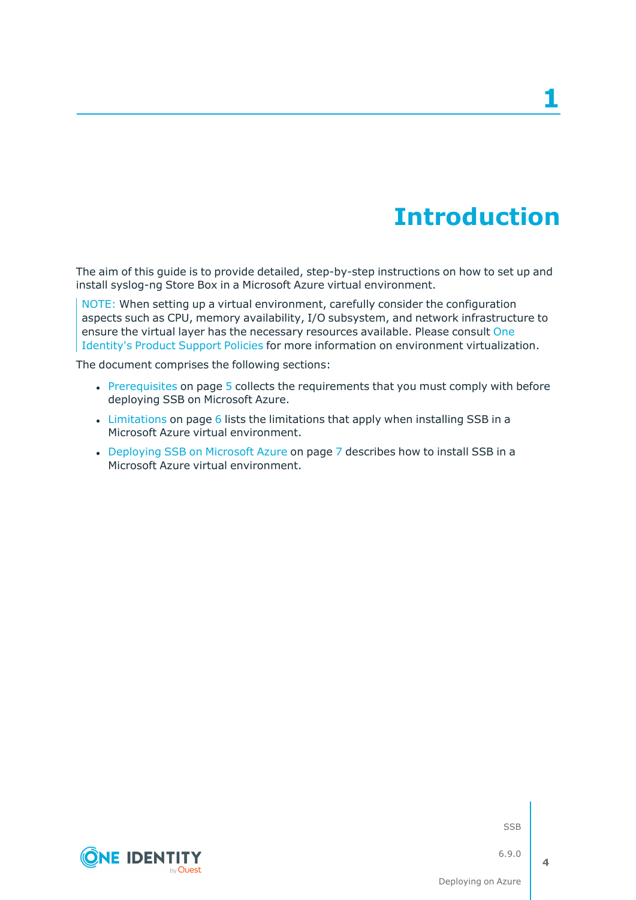# 1 Introduction

The aim of this guide is to provide detailed, step-by-step instructions on how to set up and install syslog-ng Store Box in a Microsoft Azure virtual environment.

NOTE: When setting up a virtual environment, carefully consider the configuration aspects such as CPU, memory availability, I/O subsystem, and network infrastructure to ensure the virtual layer has the necessary resources available. Please consult One Identity's Product Support Policies for more information on environment virtualization.

The document comprises the following sections:

- Prerequisites on page 5 collects the requirements that you must comply with before deploying SSB on Microsoft Azure.
- Limitations on page 6 lists the limitations that apply when installing SSB in a Microsoft Azure virtual environment.
- Deploying SSB on Microsoft Azure on page 7 describes how to install SSB in a Microsoft Azure virtual environment.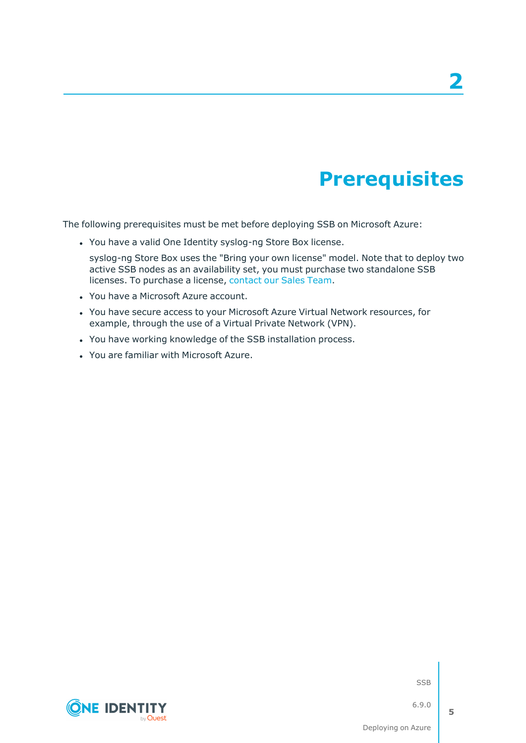# 2 Prerequisites

The following prerequisites must be met before deploying SSB on Microsoft Azure:

- You have a valid One Identity syslog-ng Store Box license.

  syslog-ng Store Box uses the "Bring your own license" model. Note that to deploy two active SSB nodes as an availability set, you must purchase two standalone SSB licenses. To purchase a license, contact our Sales Team.

- You have a Microsoft Azure account.
- You have secure access to your Microsoft Azure Virtual Network resources, for example, through the use of a Virtual Private Network (VPN).
- You have working knowledge of the SSB installation process.
- You are familiar with Microsoft Azure.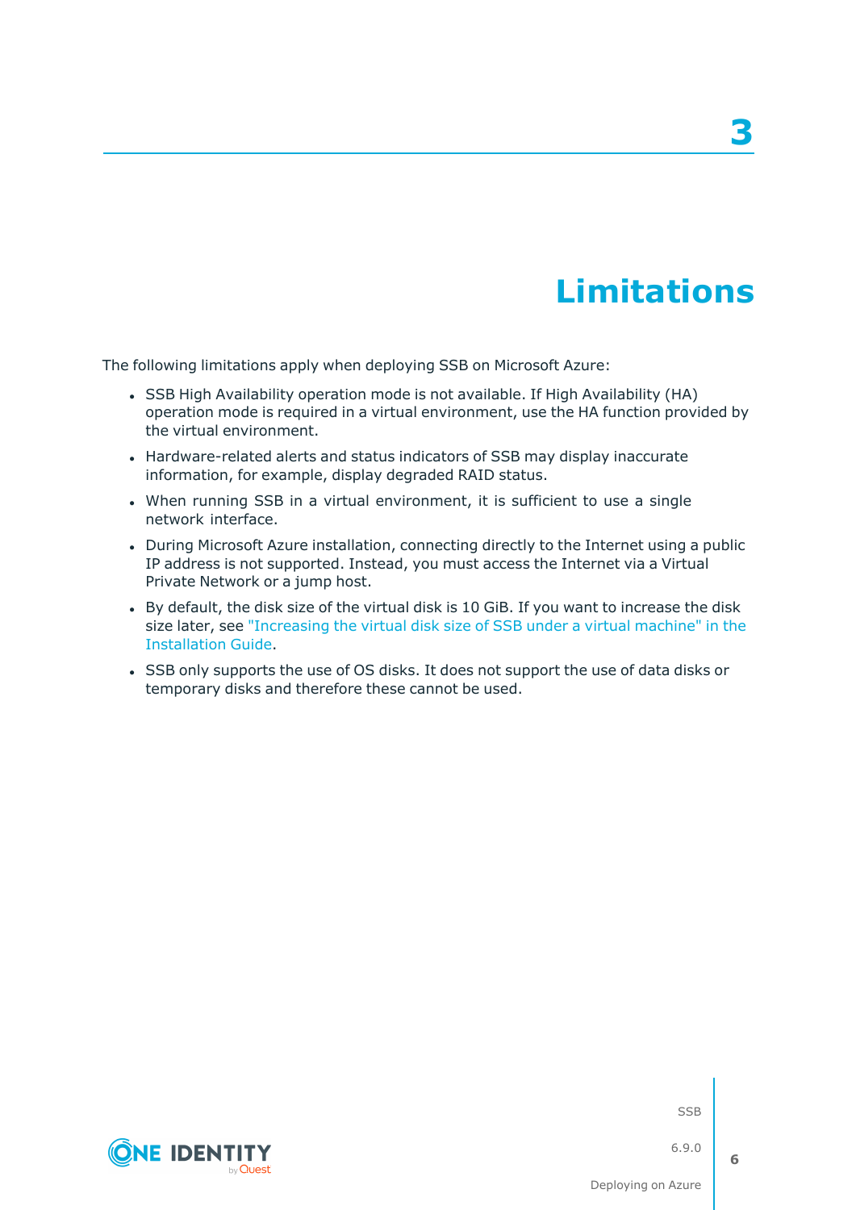# 3 Limitations

The following limitations apply when deploying SSB on Microsoft Azure:

- SSB High Availability operation mode is not available. If High Availability (HA) operation mode is required in a virtual environment, use the HA function provided by the virtual environment.
- Hardware-related alerts and status indicators of SSB may display inaccurate information, for example, display degraded RAID status.
- When running SSB in a virtual environment, it is sufficient to use a single network interface.
- During Microsoft Azure installation, connecting directly to the Internet using a public IP address is not supported. Instead, you must access the Internet via a Virtual Private Network or a jump host.
- By default, the disk size of the virtual disk is 10 GiB. If you want to increase the disk size later, see "Increasing the virtual disk size of SSB under a virtual machine" in the Installation Guide.
- SSB only supports the use of OS disks. It does not support the use of data disks or temporary disks and therefore these cannot be used.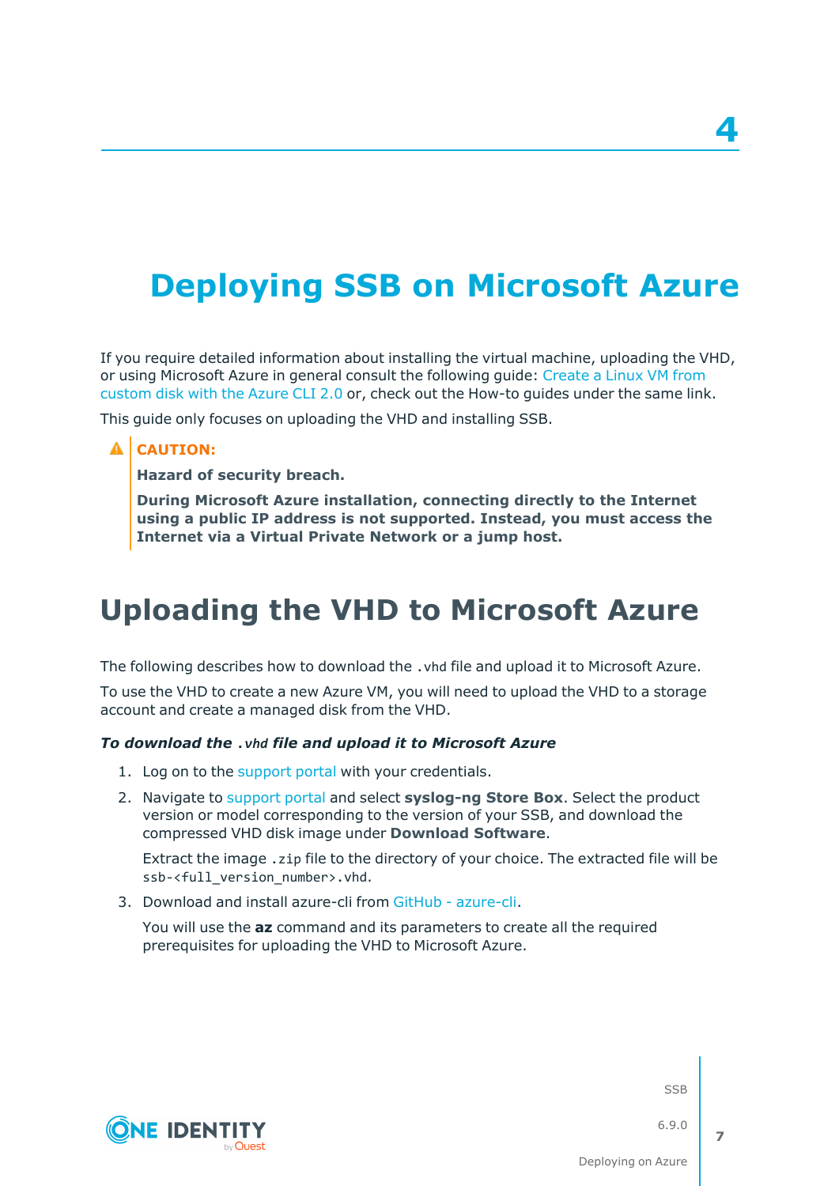# 4 Deploying SSB on Microsoft Azure

If you require detailed information about installing the virtual machine, uploading the VHD, or using Microsoft Azure in general consult the following guide: Create a Linux VM from custom disk with the Azure CLI 2.0 or, check out the How-to guides under the same link.

This guide only focuses on uploading the VHD and installing SSB.

> **CAUTION:**
>
> **Hazard of security breach.**
>
> **During Microsoft Azure installation, connecting directly to the Internet using a public IP address is not supported. Instead, you must access the Internet via a Virtual Private Network or a jump host.**

## Uploading the VHD to Microsoft Azure

The following describes how to download the `.vhd` file and upload it to Microsoft Azure.

To use the VHD to create a new Azure VM, you will need to upload the VHD to a storage account and create a managed disk from the VHD.

***To download the `.vhd` file and upload it to Microsoft Azure***

1. Log on to the support portal with your credentials.
2. Navigate to support portal and select **syslog-ng Store Box**. Select the product version or model corresponding to the version of your SSB, and download the compressed VHD disk image under **Download Software**.

   Extract the image `.zip` file to the directory of your choice. The extracted file will be `ssb-<full_version_number>.vhd`.
3. Download and install azure-cli from GitHub - azure-cli.

   You will use the **az** command and its parameters to create all the required prerequisites for uploading the VHD to Microsoft Azure.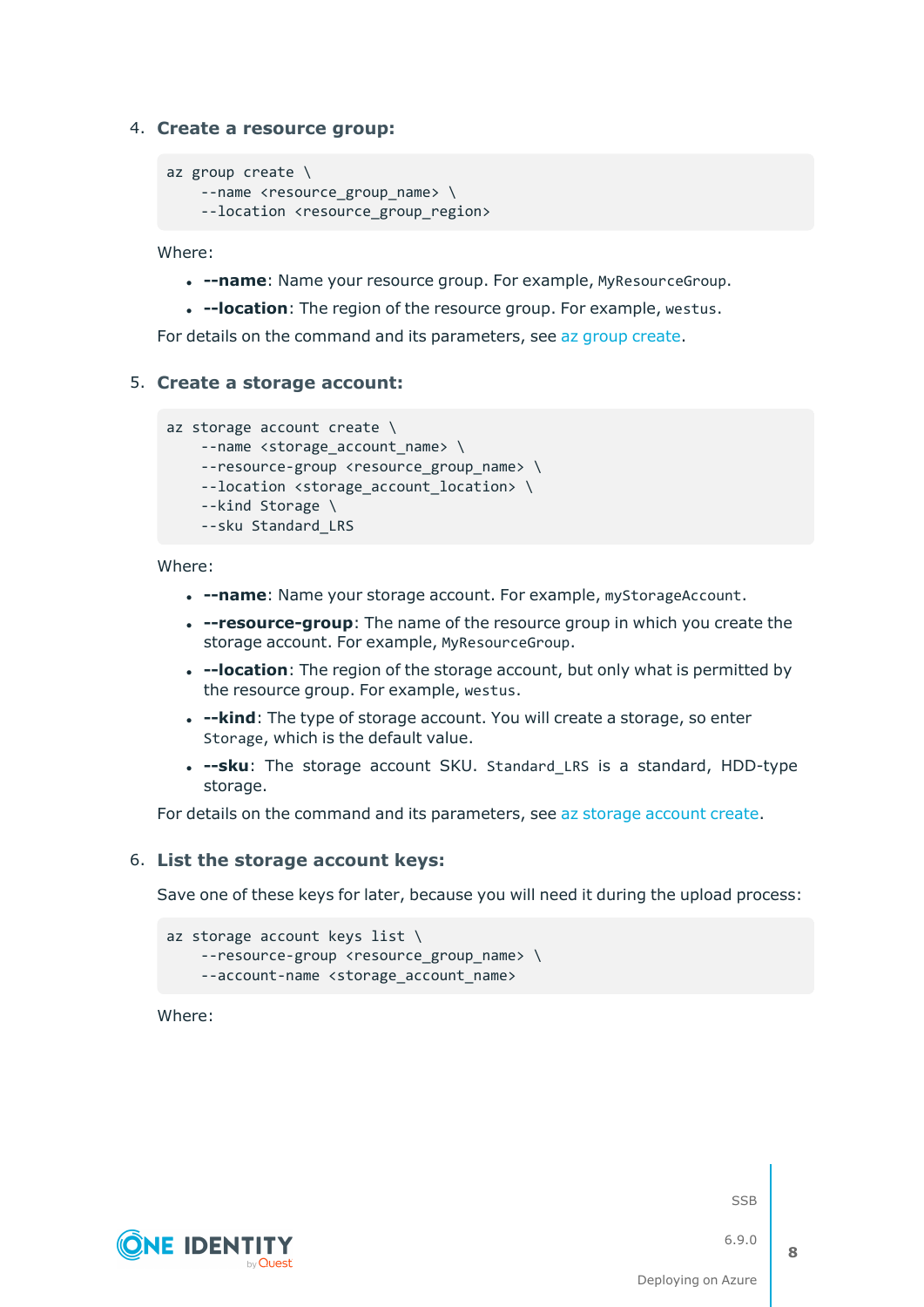4. **Create a resource group:**

```
az group create \
    --name <resource_group_name> \
    --location <resource_group_region>
```

Where:

- **--name**: Name your resource group. For example, `MyResourceGroup`.
- **--location**: The region of the resource group. For example, `westus`.

For details on the command and its parameters, see az group create.

5. **Create a storage account:**

```
az storage account create \
    --name <storage_account_name> \
    --resource-group <resource_group_name> \
    --location <storage_account_location> \
    --kind Storage \
    --sku Standard_LRS
```

Where:

- **--name**: Name your storage account. For example, `myStorageAccount`.
- **--resource-group**: The name of the resource group in which you create the storage account. For example, `MyResourceGroup`.
- **--location**: The region of the storage account, but only what is permitted by the resource group. For example, `westus`.
- **--kind**: The type of storage account. You will create a storage, so enter `Storage`, which is the default value.
- **--sku**: The storage account SKU. `Standard_LRS` is a standard, HDD-type storage.

For details on the command and its parameters, see az storage account create.

6. **List the storage account keys:**

Save one of these keys for later, because you will need it during the upload process:

```
az storage account keys list \
    --resource-group <resource_group_name> \
    --account-name <storage_account_name>
```

Where: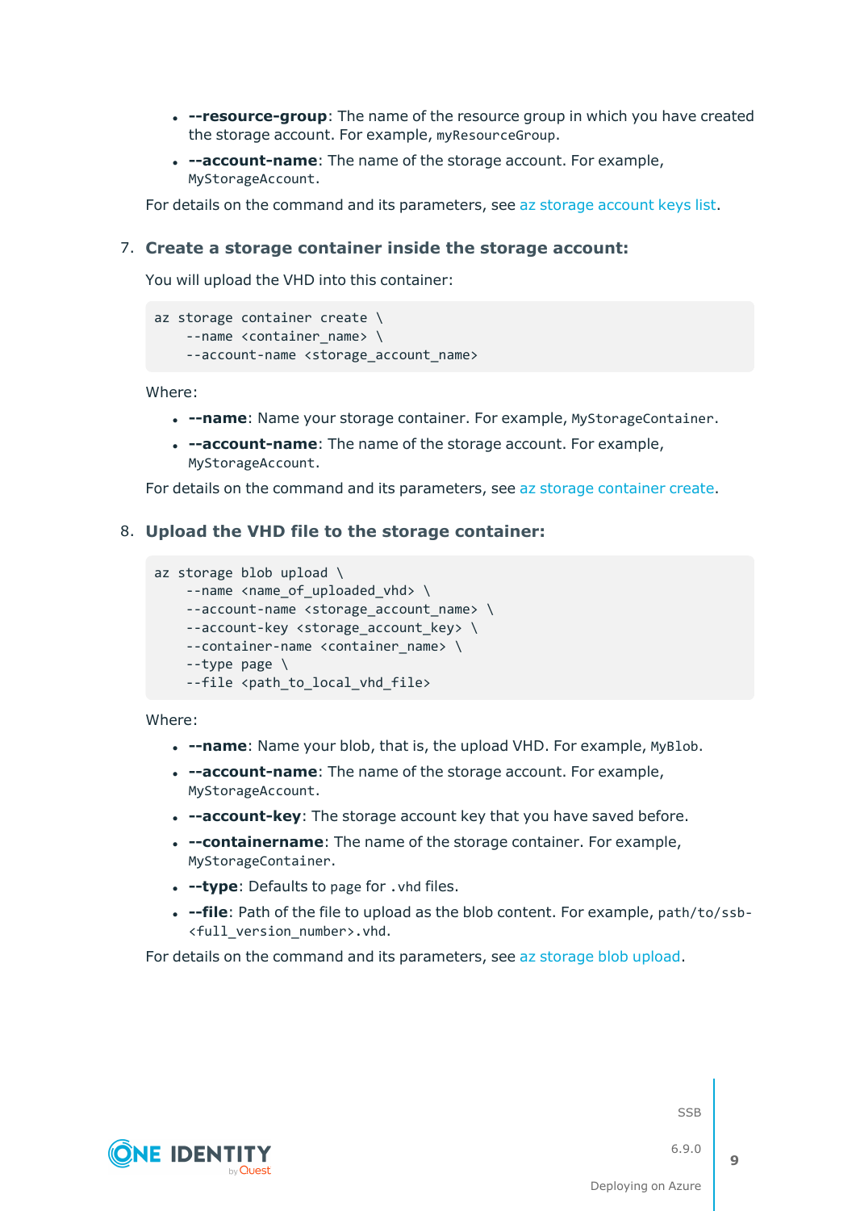- **--resource-group**: The name of the resource group in which you have created the storage account. For example, `myResourceGroup`.
- **--account-name**: The name of the storage account. For example, `MyStorageAccount`.

For details on the command and its parameters, see az storage account keys list.

7. **Create a storage container inside the storage account:**

   You will upload the VHD into this container:

   ```
   az storage container create \
       --name <container_name> \
       --account-name <storage_account_name>
   ```

   Where:

   - **--name**: Name your storage container. For example, `MyStorageContainer`.
   - **--account-name**: The name of the storage account. For example, `MyStorageAccount`.

   For details on the command and its parameters, see az storage container create.

8. **Upload the VHD file to the storage container:**

   ```
   az storage blob upload \
       --name <name_of_uploaded_vhd> \
       --account-name <storage_account_name> \
       --account-key <storage_account_key> \
       --container-name <container_name> \
       --type page \
       --file <path_to_local_vhd_file>
   ```

   Where:

   - **--name**: Name your blob, that is, the upload VHD. For example, `MyBlob`.
   - **--account-name**: The name of the storage account. For example, `MyStorageAccount`.
   - **--account-key**: The storage account key that you have saved before.
   - **--containername**: The name of the storage container. For example, `MyStorageContainer`.
   - **--type**: Defaults to `page` for `.vhd` files.
   - **--file**: Path of the file to upload as the blob content. For example, `path/to/ssb-<full_version_number>.vhd`.

   For details on the command and its parameters, see az storage blob upload.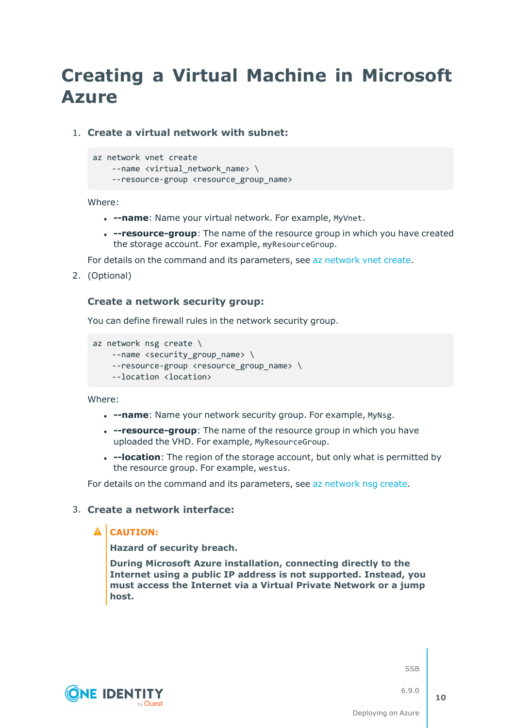# Creating a Virtual Machine in Microsoft Azure

1. **Create a virtual network with subnet:**

   ```
   az network vnet create
       --name <virtual_network_name> \
       --resource-group <resource_group_name>
   ```

   Where:

   - **--name**: Name your virtual network. For example, `MyVnet`.
   - **--resource-group**: The name of the resource group in which you have created the storage account. For example, `myResourceGroup`.

   For details on the command and its parameters, see az network vnet create.

2. (Optional)

   **Create a network security group:**

   You can define firewall rules in the network security group.

   ```
   az network nsg create \
       --name <security_group_name> \
       --resource-group <resource_group_name> \
       --location <location>
   ```

   Where:

   - **--name**: Name your network security group. For example, `MyNsg`.
   - **--resource-group**: The name of the resource group in which you have uploaded the VHD. For example, `MyResourceGroup`.
   - **--location**: The region of the storage account, but only what is permitted by the resource group. For example, `westus`.

   For details on the command and its parameters, see az network nsg create.

3. **Create a network interface:**

   > **CAUTION:**
   >
   > **Hazard of security breach.**
   >
   > **During Microsoft Azure installation, connecting directly to the Internet using a public IP address is not supported. Instead, you must access the Internet via a Virtual Private Network or a jump host.**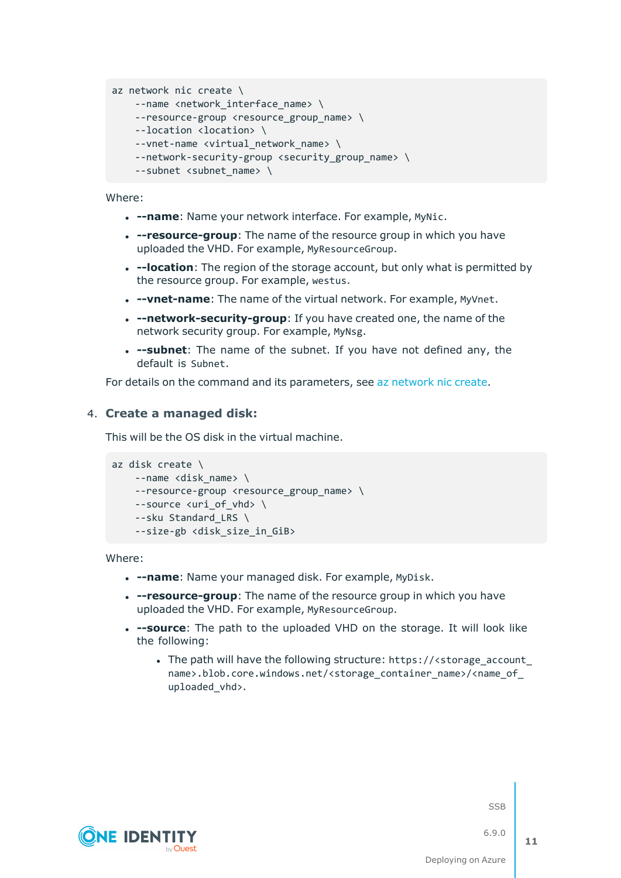```
az network nic create \
    --name <network_interface_name> \
    --resource-group <resource_group_name> \
    --location <location> \
    --vnet-name <virtual_network_name> \
    --network-security-group <security_group_name> \
    --subnet <subnet_name> \
```

Where:

- **--name**: Name your network interface. For example, `MyNic`.
- **--resource-group**: The name of the resource group in which you have uploaded the VHD. For example, `MyResourceGroup`.
- **--location**: The region of the storage account, but only what is permitted by the resource group. For example, `westus`.
- **--vnet-name**: The name of the virtual network. For example, `MyVnet`.
- **--network-security-group**: If you have created one, the name of the network security group. For example, `MyNsg`.
- **--subnet**: The name of the subnet. If you have not defined any, the default is `Subnet`.

For details on the command and its parameters, see az network nic create.

4. **Create a managed disk:**

   This will be the OS disk in the virtual machine.

```
az disk create \
    --name <disk_name> \
    --resource-group <resource_group_name> \
    --source <uri_of_vhd> \
    --sku Standard_LRS \
    --size-gb <disk_size_in_GiB>
```

Where:

- **--name**: Name your managed disk. For example, `MyDisk`.
- **--resource-group**: The name of the resource group in which you have uploaded the VHD. For example, `MyResourceGroup`.
- **--source**: The path to the uploaded VHD on the storage. It will look like the following:
  - The path will have the following structure: `https://<storage_account_name>.blob.core.windows.net/<storage_container_name>/<name_of_uploaded_vhd>`.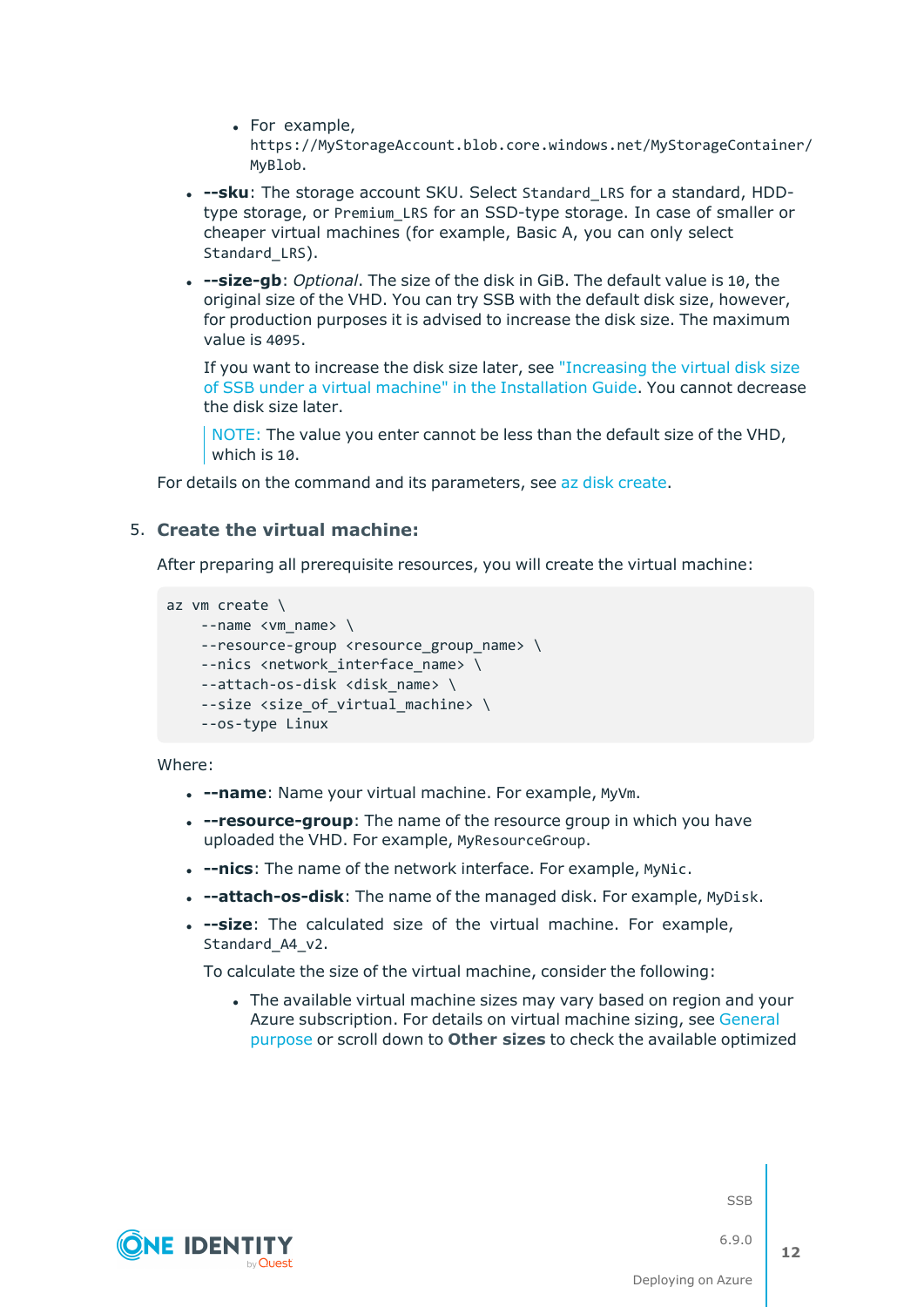- For example, `https://MyStorageAccount.blob.core.windows.net/MyStorageContainer/MyBlob`.

- **--sku**: The storage account SKU. Select `Standard_LRS` for a standard, HDD-type storage, or `Premium_LRS` for an SSD-type storage. In case of smaller or cheaper virtual machines (for example, Basic A, you can only select `Standard_LRS`).

- **--size-gb**: *Optional*. The size of the disk in GiB. The default value is `10`, the original size of the VHD. You can try SSB with the default disk size, however, for production purposes it is advised to increase the disk size. The maximum value is `4095`.

  If you want to increase the disk size later, see "Increasing the virtual disk size of SSB under a virtual machine" in the Installation Guide. You cannot decrease the disk size later.

  > NOTE: The value you enter cannot be less than the default size of the VHD, which is `10`.

For details on the command and its parameters, see az disk create.

5. **Create the virtual machine:**

   After preparing all prerequisite resources, you will create the virtual machine:

```
az vm create \
    --name <vm_name> \
    --resource-group <resource_group_name> \
    --nics <network_interface_name> \
    --attach-os-disk <disk_name> \
    --size <size_of_virtual_machine> \
    --os-type Linux
```

   Where:

   - **--name**: Name your virtual machine. For example, `MyVm`.
   - **--resource-group**: The name of the resource group in which you have uploaded the VHD. For example, `MyResourceGroup`.
   - **--nics**: The name of the network interface. For example, `MyNic`.
   - **--attach-os-disk**: The name of the managed disk. For example, `MyDisk`.
   - **--size**: The calculated size of the virtual machine. For example, `Standard_A4_v2`.

     To calculate the size of the virtual machine, consider the following:

     - The available virtual machine sizes may vary based on region and your Azure subscription. For details on virtual machine sizing, see General purpose or scroll down to **Other sizes** to check the available optimized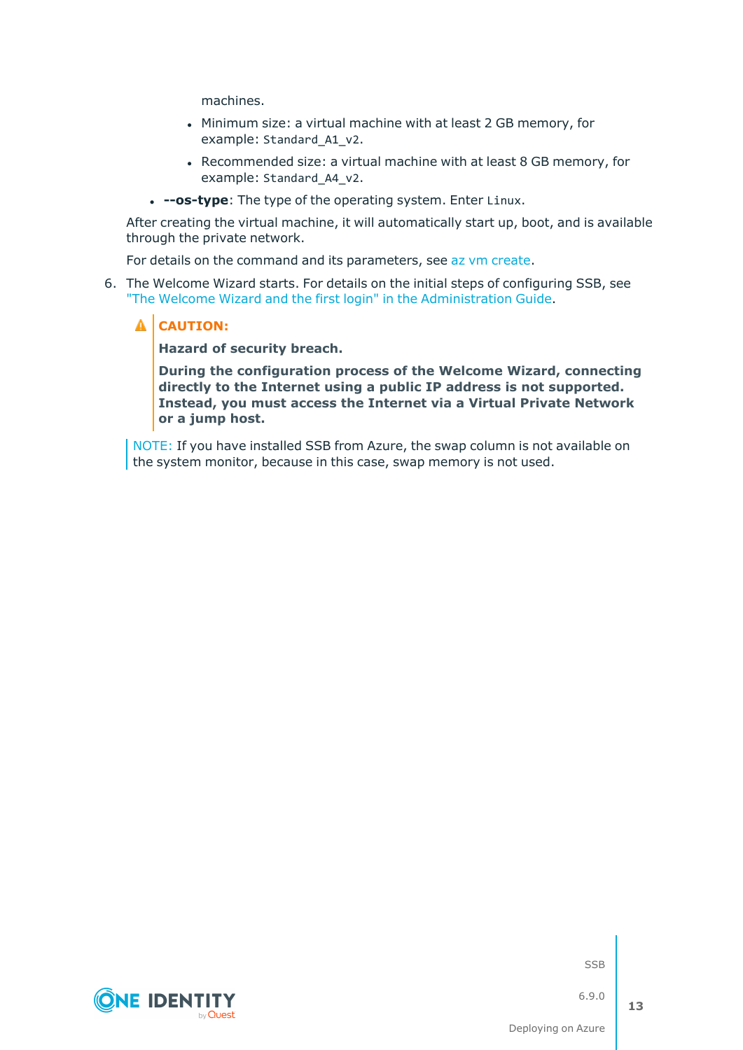machines.

    - Minimum size: a virtual machine with at least 2 GB memory, for example: `Standard_A1_v2`.
    - Recommended size: a virtual machine with at least 8 GB memory, for example: `Standard_A4_v2`.

- **--os-type**: The type of the operating system. Enter `Linux`.

After creating the virtual machine, it will automatically start up, boot, and is available through the private network.

For details on the command and its parameters, see az vm create.

6. The Welcome Wizard starts. For details on the initial steps of configuring SSB, see "The Welcome Wizard and the first login" in the Administration Guide.

> **CAUTION:**
>
> **Hazard of security breach.**
>
> **During the configuration process of the Welcome Wizard, connecting directly to the Internet using a public IP address is not supported. Instead, you must access the Internet via a Virtual Private Network or a jump host.**

NOTE: If you have installed SSB from Azure, the swap column is not available on the system monitor, because in this case, swap memory is not used.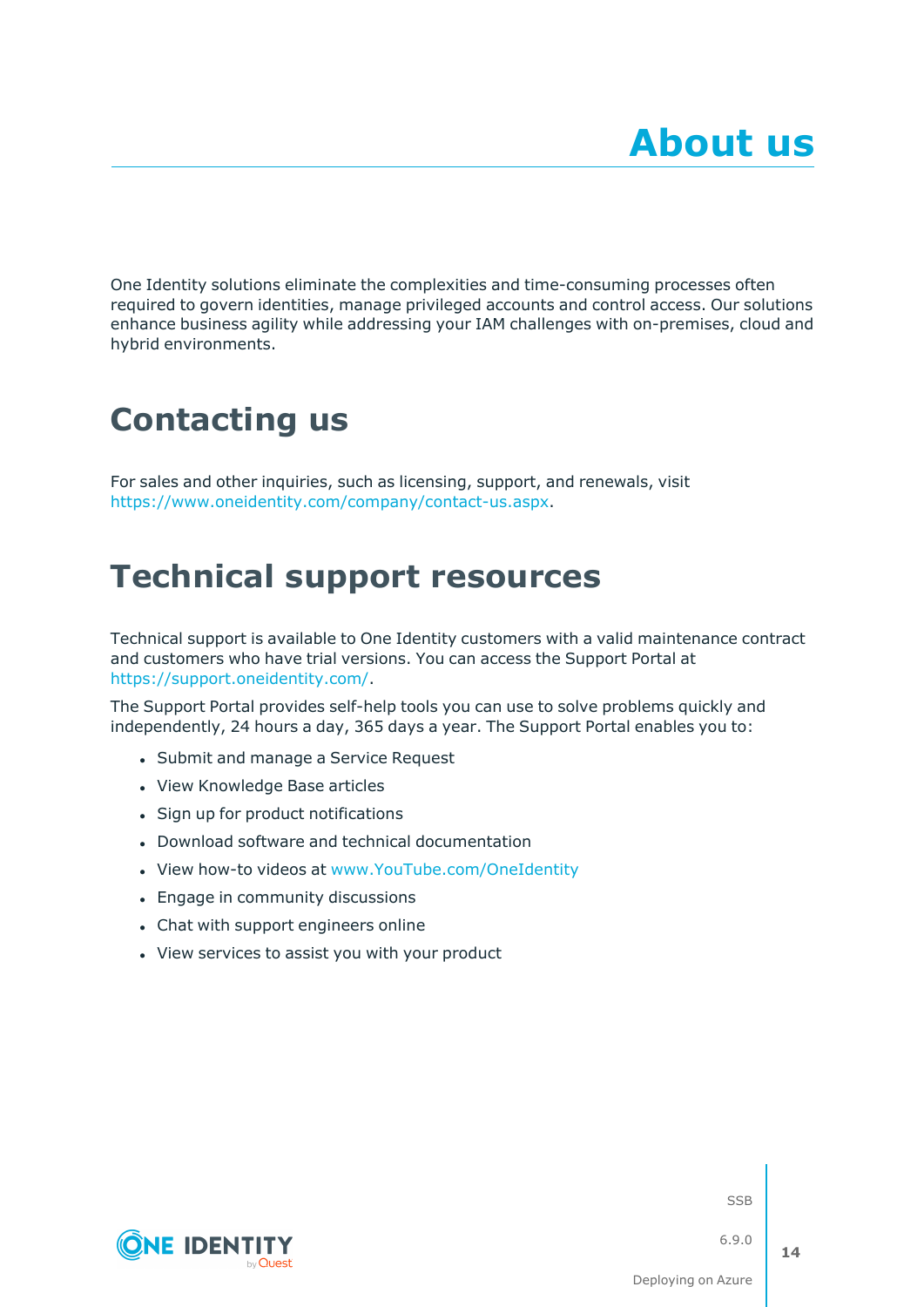# About us

One Identity solutions eliminate the complexities and time-consuming processes often required to govern identities, manage privileged accounts and control access. Our solutions enhance business agility while addressing your IAM challenges with on-premises, cloud and hybrid environments.

## Contacting us

For sales and other inquiries, such as licensing, support, and renewals, visit https://www.oneidentity.com/company/contact-us.aspx.

## Technical support resources

Technical support is available to One Identity customers with a valid maintenance contract and customers who have trial versions. You can access the Support Portal at https://support.oneidentity.com/.

The Support Portal provides self-help tools you can use to solve problems quickly and independently, 24 hours a day, 365 days a year. The Support Portal enables you to:

- Submit and manage a Service Request
- View Knowledge Base articles
- Sign up for product notifications
- Download software and technical documentation
- View how-to videos at www.YouTube.com/OneIdentity
- Engage in community discussions
- Chat with support engineers online
- View services to assist you with your product